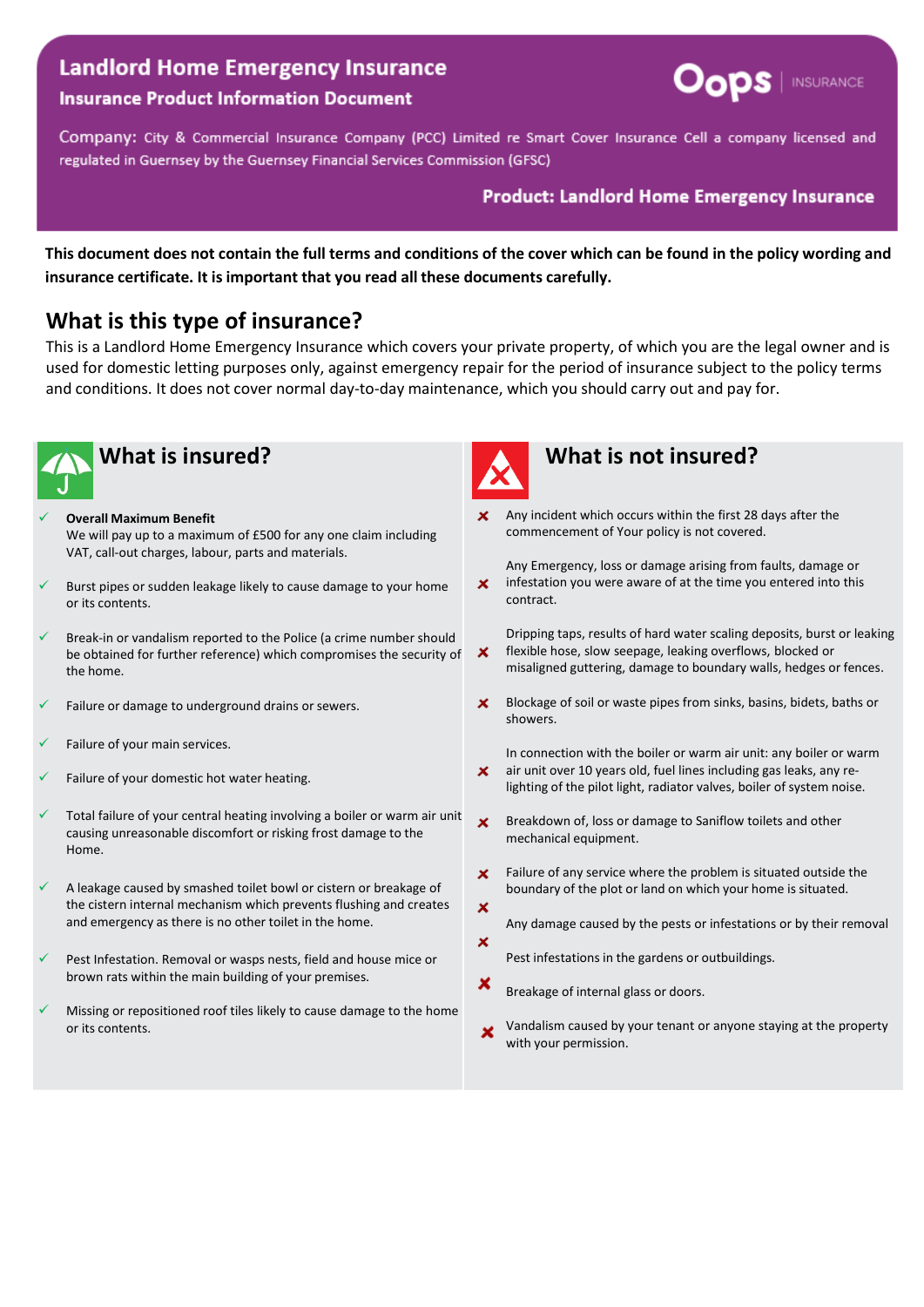# Landlord Home Emergency Insurance

## Insurance Product Information Document

Oops | INSURANCE

Company: City & Commercial Insurance Company (PCC) Limited re Smart Cover Insurance Cell a company licensed and regulated in Guernsey by the Guernsey Financial Services Commission (GFSC)

**Product: Landlord Home Emergency Insurance**

**This document does not contain the full terms and conditions of the cover which can be found in the policy wording and insurance certificate. It is important that you read all these documents carefully.**

## What is this type of insurance?

This is a Landlord Home Emergency Insurance which covers your private property, of which you are the legal owner and is used for domestic letting purposes only, against emergency repair for the period of insurance subject to the policy terms and conditions. It does not cover normal day-to-day maintenance, which you should carry out and pay for.

## What is insured?

- ✓ **Overall Maximum Benefit**
  We will pay up to a maximum of £500 for any one claim including VAT, call-out charges, labour, parts and materials.
- ✓ Burst pipes or sudden leakage likely to cause damage to your home or its contents.
- ✓ Break-in or vandalism reported to the Police (a crime number should be obtained for further reference) which compromises the security of the home.
- ✓ Failure or damage to underground drains or sewers.
- ✓ Failure of your main services.
- ✓ Failure of your domestic hot water heating.
- ✓ Total failure of your central heating involving a boiler or warm air unit causing unreasonable discomfort or risking frost damage to the Home.
- ✓ A leakage caused by smashed toilet bowl or cistern or breakage of the cistern internal mechanism which prevents flushing and creates and emergency as there is no other toilet in the home.
- ✓ Pest Infestation. Removal or wasps nests, field and house mice or brown rats within the main building of your premises.
- ✓ Missing or repositioned roof tiles likely to cause damage to the home or its contents.

## What is not insured?

- ✘ Any incident which occurs within the first 28 days after the commencement of Your policy is not covered.
- ✘ Any Emergency, loss or damage arising from faults, damage or infestation you were aware of at the time you entered into this contract.
- ✘ Dripping taps, results of hard water scaling deposits, burst or leaking flexible hose, slow seepage, leaking overflows, blocked or misaligned guttering, damage to boundary walls, hedges or fences.
- ✘ Blockage of soil or waste pipes from sinks, basins, bidets, baths or showers.
- ✘ In connection with the boiler or warm air unit: any boiler or warm air unit over 10 years old, fuel lines including gas leaks, any re-lighting of the pilot light, radiator valves, boiler of system noise.
- ✘ Breakdown of, loss or damage to Saniflow toilets and other mechanical equipment.
- ✘ Failure of any service where the problem is situated outside the boundary of the plot or land on which your home is situated.
- ✘ Any damage caused by the pests or infestations or by their removal
- ✘ Pest infestations in the gardens or outbuildings.
- ✘ Breakage of internal glass or doors.
- ✘ Vandalism caused by your tenant or anyone staying at the property with your permission.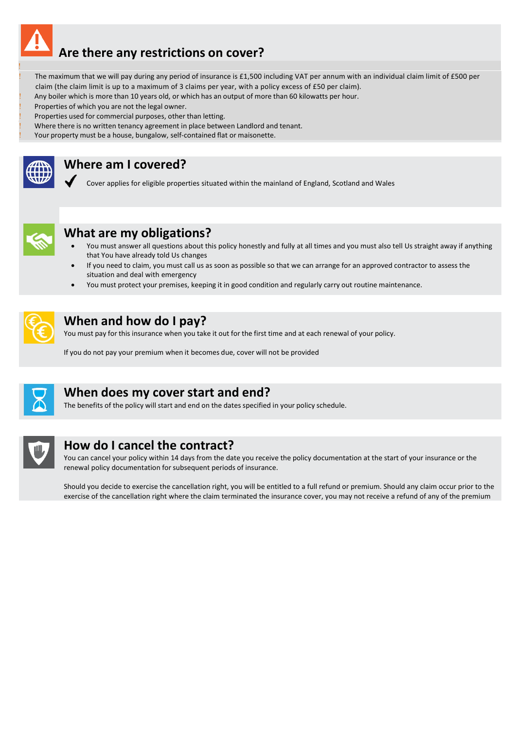## Are there any restrictions on cover?

- ! The maximum that we will pay during any period of insurance is £1,500 including VAT per annum with an individual claim limit of £500 per claim (the claim limit is up to a maximum of 3 claims per year, with a policy excess of £50 per claim).
- ! Any boiler which is more than 10 years old, or which has an output of more than 60 kilowatts per hour.
- ! Properties of which you are not the legal owner.
- ! Properties used for commercial purposes, other than letting.
- ! Where there is no written tenancy agreement in place between Landlord and tenant.
- ! Your property must be a house, bungalow, self-contained flat or maisonette.

## Where am I covered?

✔ Cover applies for eligible properties situated within the mainland of England, Scotland and Wales

## What are my obligations?

- You must answer all questions about this policy honestly and fully at all times and you must also tell Us straight away if anything that You have already told Us changes
- If you need to claim, you must call us as soon as possible so that we can arrange for an approved contractor to assess the situation and deal with emergency
- You must protect your premises, keeping it in good condition and regularly carry out routine maintenance.

## When and how do I pay?

You must pay for this insurance when you take it out for the first time and at each renewal of your policy.

If you do not pay your premium when it becomes due, cover will not be provided

## When does my cover start and end?

The benefits of the policy will start and end on the dates specified in your policy schedule.

## How do I cancel the contract?

You can cancel your policy within 14 days from the date you receive the policy documentation at the start of your insurance or the renewal policy documentation for subsequent periods of insurance.

Should you decide to exercise the cancellation right, you will be entitled to a full refund or premium. Should any claim occur prior to the exercise of the cancellation right where the claim terminated the insurance cover, you may not receive a refund of any of the premium